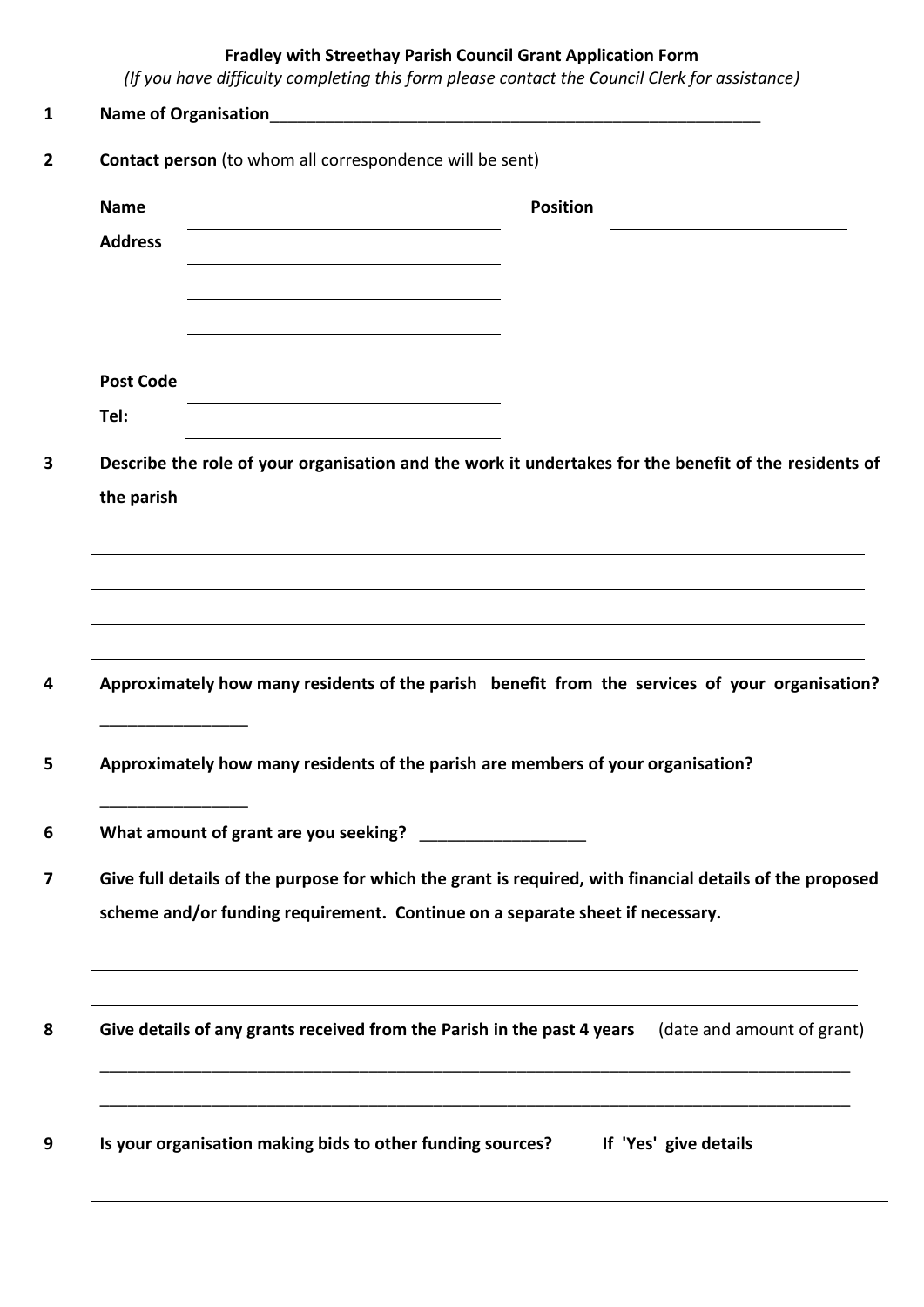**Fradley with Streethay Parish Council Grant Application Form**

*(If you have difficulty completing this form please contact the Council Clerk for assistance)*

1. **Name of Organisation**_______________________________________________________

2. **Contact person** (to whom all correspondence will be sent)

   **Name** ______________________________ **Position** ______________________________

   **Address** ______________________________

   ______________________________

   ______________________________

   ______________________________

   **Post Code** ______________________________

   **Tel:** ______________________________

3. **Describe the role of your organisation and the work it undertakes for the benefit of the residents of the parish**

   ______________________________________________________________________________

   ______________________________________________________________________________

   ______________________________________________________________________________

   ______________________________________________________________________________

4. **Approximately how many residents of the parish benefit from the services of your organisation?**

   ________________

5. **Approximately how many residents of the parish are members of your organisation?**

   ________________

6. **What amount of grant are you seeking?** __________________

7. **Give full details of the purpose for which the grant is required, with financial details of the proposed scheme and/or funding requirement. Continue on a separate sheet if necessary.**

   ______________________________________________________________________________

   ______________________________________________________________________________

8. **Give details of any grants received from the Parish in the past 4 years** (date and amount of grant)

   ______________________________________________________________________________

   ______________________________________________________________________________

9. **Is your organisation making bids to other funding sources? If 'Yes' give details**

   ______________________________________________________________________________

   ______________________________________________________________________________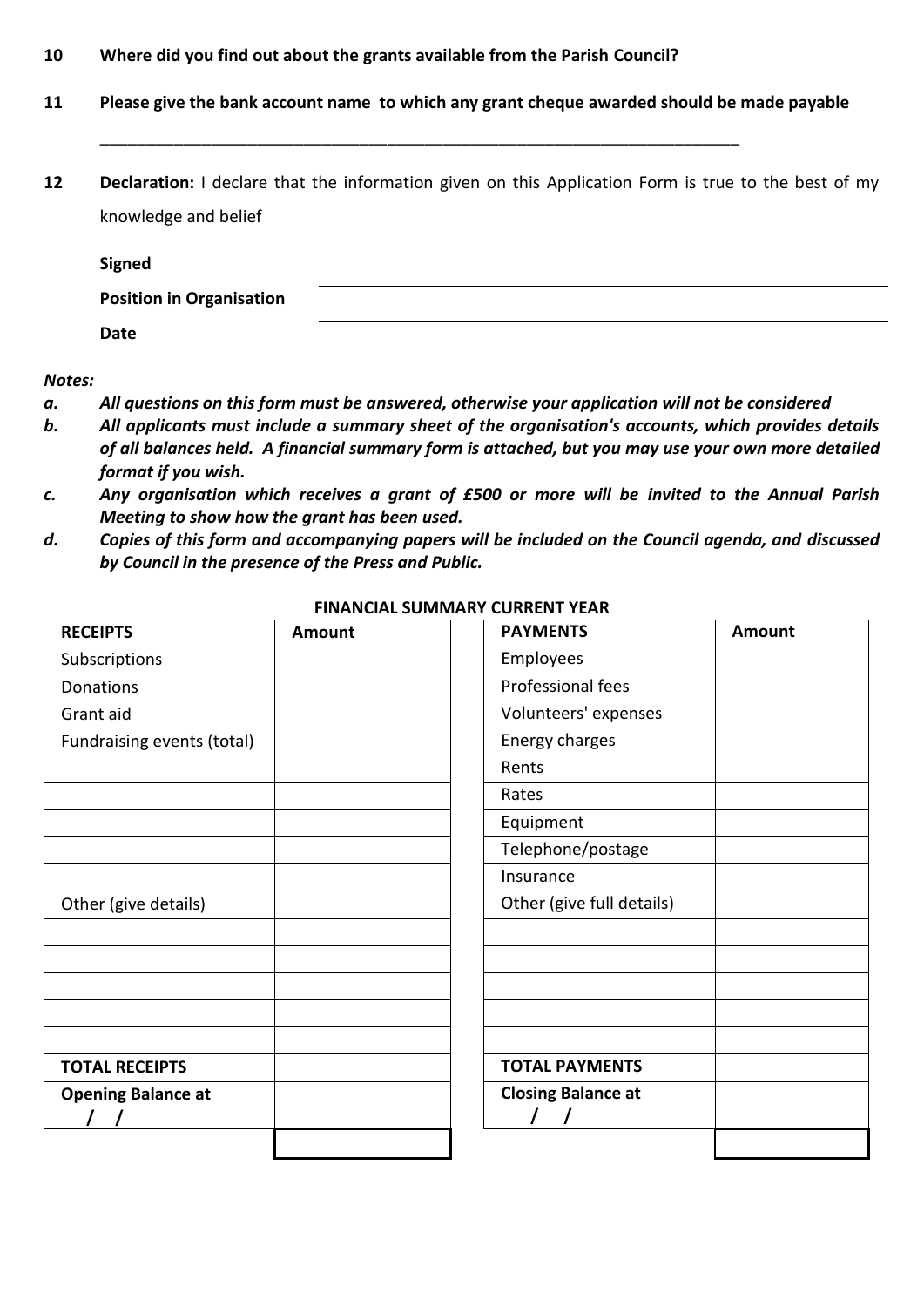**10 Where did you find out about the grants available from the Parish Council?**

**11 Please give the bank account name to which any grant cheque awarded should be made payable**

\_\_\_\_\_\_\_\_\_\_\_\_\_\_\_\_\_\_\_\_\_\_\_\_\_\_\_\_\_\_\_\_\_\_\_\_\_\_\_\_\_\_\_\_\_\_\_\_\_\_\_\_\_\_\_\_\_\_\_\_\_\_\_\_\_\_\_\_\_\_\_\_

**12 Declaration:** I declare that the information given on this Application Form is true to the best of my knowledge and belief

**Signed**

**Position in Organisation** \_\_\_\_\_\_\_\_\_\_\_\_\_\_\_\_\_\_\_\_\_\_\_\_\_\_\_\_\_\_\_\_\_\_\_\_\_\_\_\_

**Date** \_\_\_\_\_\_\_\_\_\_\_\_\_\_\_\_\_\_\_\_\_\_\_\_\_\_\_\_\_\_\_\_\_\_\_\_\_\_\_\_

*Notes:*

*a. All questions on this form must be answered, otherwise your application will not be considered*

*b. All applicants must include a summary sheet of the organisation's accounts, which provides details of all balances held. A financial summary form is attached, but you may use your own more detailed format if you wish.*

*c. Any organisation which receives a grant of £500 or more will be invited to the Annual Parish Meeting to show how the grant has been used.*

*d. Copies of this form and accompanying papers will be included on the Council agenda, and discussed by Council in the presence of the Press and Public.*

**FINANCIAL SUMMARY CURRENT YEAR**

| RECEIPTS | Amount | PAYMENTS | Amount |
|---|---|---|---|
| Subscriptions | | Employees | |
| Donations | | Professional fees | |
| Grant aid | | Volunteers' expenses | |
| Fundraising events (total) | | Energy charges | |
| | | Rents | |
| | | Rates | |
| | | Equipment | |
| | | Telephone/postage | |
| | | Insurance | |
| Other (give details) | | Other (give full details) | |
| | | | |
| | | | |
| | | | |
| | | | |
| | | | |
| **TOTAL RECEIPTS** | | **TOTAL PAYMENTS** | |
| **Opening Balance at / /** | | **Closing Balance at / /** | |
| | | | |